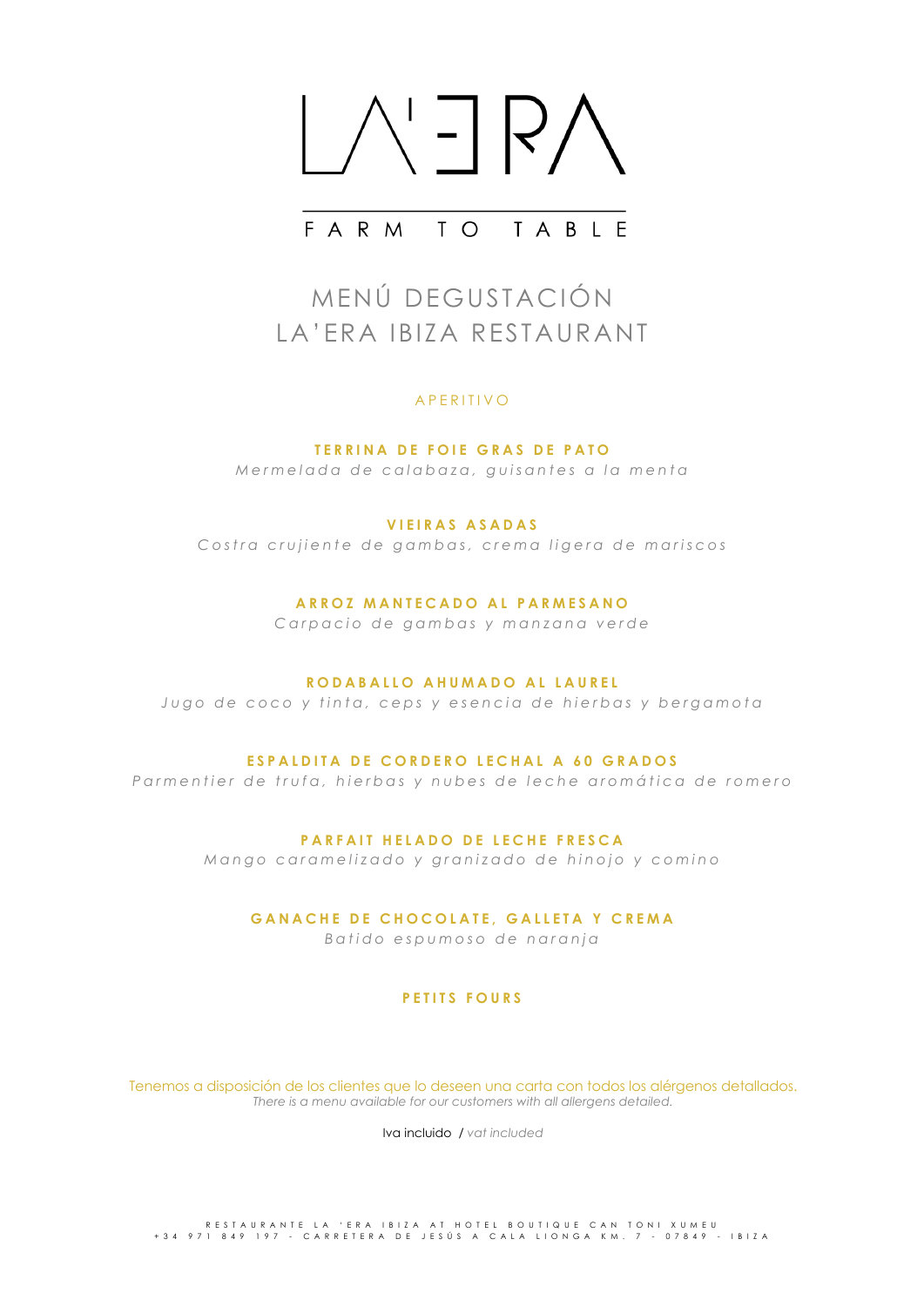# LA'ERA

FARM TO TABLE

## MENÚ DEGUSTACIÓN
## LA'ERA IBIZA RESTAURANT

APERITIVO

**TERRINA DE FOIE GRAS DE PATO**
*Mermelada de calabaza, guisantes a la menta*

**VIEIRAS ASADAS**
*Costra crujiente de gambas, crema ligera de mariscos*

**ARROZ MANTECADO AL PARMESANO**
*Carpacio de gambas y manzana verde*

**RODABALLO AHUMADO AL LAUREL**
*Jugo de coco y tinta, ceps y esencia de hierbas y bergamota*

**ESPALDITA DE CORDERO LECHAL A 60 GRADOS**
*Parmentier de trufa, hierbas y nubes de leche aromática de romero*

**PARFAIT HELADO DE LECHE FRESCA**
*Mango caramelizado y granizado de hinojo y comino*

**GANACHE DE CHOCOLATE, GALLETA Y CREMA**
*Batido espumoso de naranja*

**PETITS FOURS**

Tenemos a disposición de los clientes que lo deseen una carta con todos los alérgenos detallados.
*There is a menu available for our customers with all allergens detailed.*

Iva incluido / *vat included*

RESTAURANTE LA 'ERA IBIZA AT HOTEL BOUTIQUE CAN TONI XUMEU
+34 971 849 197 - CARRETERA DE JESÚS A CALA LIONGA KM. 7 - 07849 - IBIZA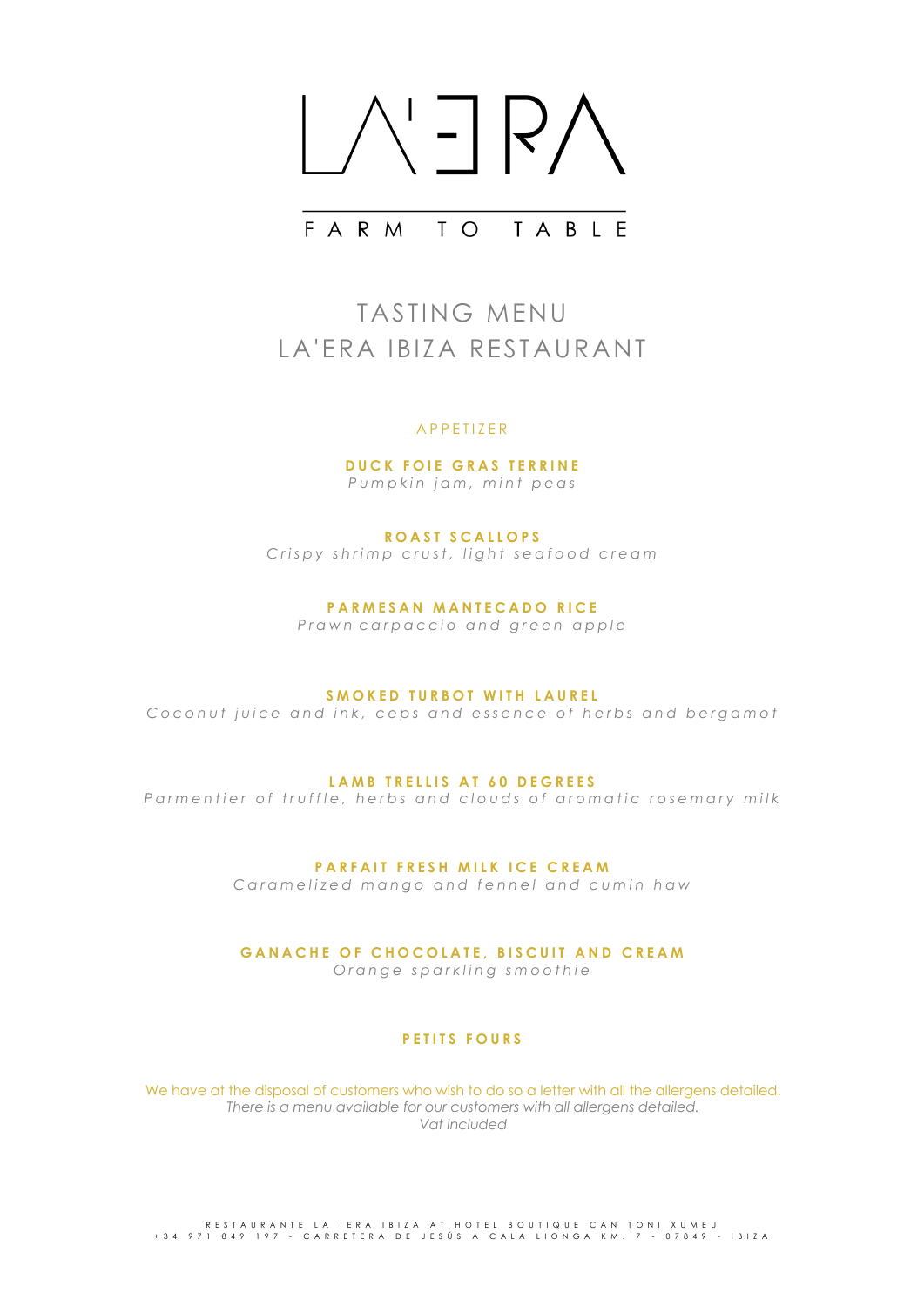# LA'ERA

FARM TO TABLE

## TASTING MENU
## LA'ERA IBIZA RESTAURANT

### APPETIZER

**DUCK FOIE GRAS TERRINE**
*Pumpkin jam, mint peas*

**ROAST SCALLOPS**
*Crispy shrimp crust, light seafood cream*

**PARMESAN MANTECADO RICE**
*Prawn carpaccio and green apple*

**SMOKED TURBOT WITH LAUREL**
*Coconut juice and ink, ceps and essence of herbs and bergamot*

**LAMB TRELLIS AT 60 DEGREES**
*Parmentier of truffle, herbs and clouds of aromatic rosemary milk*

**PARFAIT FRESH MILK ICE CREAM**
*Caramelized mango and fennel and cumin haw*

**GANACHE OF CHOCOLATE, BISCUIT AND CREAM**
*Orange sparkling smoothie*

**PETITS FOURS**

We have at the disposal of customers who wish to do so a letter with all the allergens detailed.
*There is a menu available for our customers with all allergens detailed.*
*Vat included*

RESTAURANTE LA 'ERA IBIZA AT HOTEL BOUTIQUE CAN TONI XUMEU
+34 971 849 197 - CARRETERA DE JESÚS A CALA LIONGA KM. 7 - 07849 - IBIZA